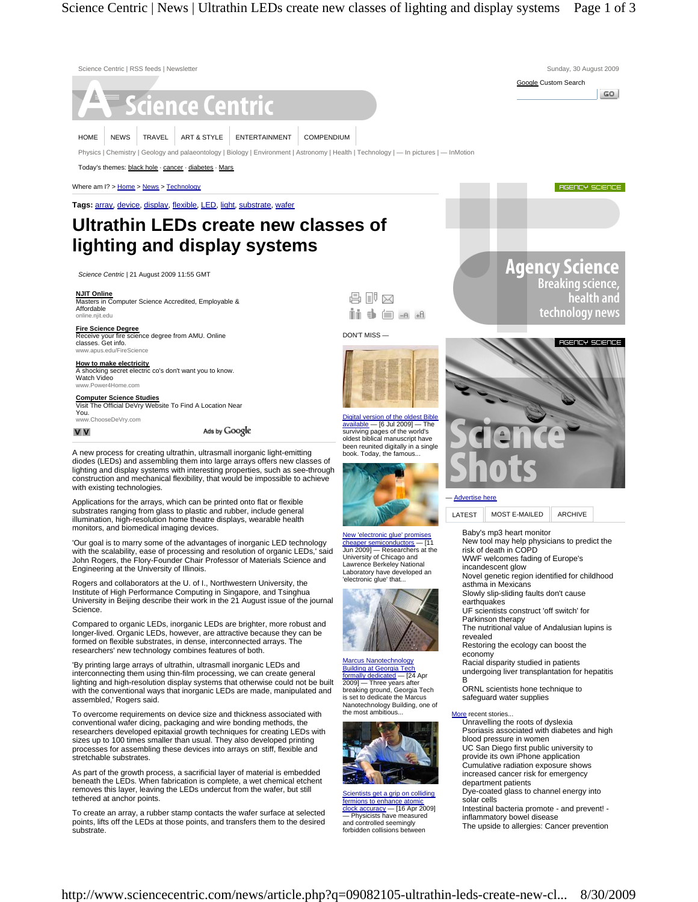Science Centric | RSS feeds | Newsletter

Sunday, 30 August 2009

HOME | NEWS | TRAVEL | ART & STYLE | ENTERTAINMENT | COMPENDIUM

Physics | Chemistry | Geology and palaeontology | Biology | Environment | Astronomy | Health | Technology | — In pictures | — InMotion

Today's themes: black hole · cancer · diabetes · Mars

Where am I? > Home > News > Technology

**Tags:** array, device, display, flexible, LED, light, substrate, wafer

# Ultrathin LEDs create new classes of lighting and display systems

*Science Centric* | 21 August 2009 11:55 GMT

A new process for creating ultrathin, ultrasmall inorganic light-emitting diodes (LEDs) and assembling them into large arrays offers new classes of lighting and display systems with interesting properties, such as see-through construction and mechanical flexibility, that would be impossible to achieve with existing technologies.

Applications for the arrays, which can be printed onto flat or flexible substrates ranging from glass to plastic and rubber, include general illumination, high-resolution home theatre displays, wearable health monitors, and biomedical imaging devices.

'Our goal is to marry some of the advantages of inorganic LED technology with the scalability, ease of processing and resolution of organic LEDs,' said John Rogers, the Flory-Founder Chair Professor of Materials Science and Engineering at the University of Illinois.

Rogers and collaborators at the U. of I., Northwestern University, the Institute of High Performance Computing in Singapore, and Tsinghua University in Beijing describe their work in the 21 August issue of the journal Science.

Compared to organic LEDs, inorganic LEDs are brighter, more robust and longer-lived. Organic LEDs, however, are attractive because they can be formed on flexible substrates, in dense, interconnected arrays. The researchers' new technology combines features of both.

'By printing large arrays of ultrathin, ultrasmall inorganic LEDs and interconnecting them using thin-film processing, we can create general lighting and high-resolution display systems that otherwise could not be built with the conventional ways that inorganic LEDs are made, manipulated and assembled,' Rogers said.

To overcome requirements on device size and thickness associated with conventional wafer dicing, packaging and wire bonding methods, the researchers developed epitaxial growth techniques for creating LEDs with sizes up to 100 times smaller than usual. They also developed printing processes for assembling these devices into arrays on stiff, flexible and stretchable substrates.

As part of the growth process, a sacrificial layer of material is embedded beneath the LEDs. When fabrication is complete, a wet chemical etchant removes this layer, leaving the LEDs undercut from the wafer, but still tethered at anchor points.

To create an array, a rubber stamp contacts the wafer surface at selected points, lifts off the LEDs at those points, and transfers them to the desired substrate.

DON'T MISS —

Digital version of the oldest Bible available — [6 Jul 2009] — The surviving pages of the world's oldest biblical manuscript have been reunited digitally in a single book. Today, the famous...

New 'electronic glue' promises cheaper semiconductors — [11 Jun 2009] — Researchers at the University of Chicago and Lawrence Berkeley National Laboratory have developed an 'electronic glue' that...

Marcus Nanotechnology Building at Georgia Tech formally dedicated — [24 Apr 2009] — Three years after breaking ground, Georgia Tech is set to dedicate the Marcus Nanotechnology Building, one of the most ambitious...

Scientists get a grip on colliding fermions to enhance atomic clock accuracy — [16 Apr 2009] — Physicists have measured and controlled seemingly forbidden collisions between

LATEST | MOST E-MAILED | ARCHIVE

- Baby's mp3 heart monitor
- New tool may help physicians to predict the risk of death in COPD
- WWF welcomes fading of Europe's incandescent glow
- Novel genetic region identified for childhood asthma in Mexicans
- Slowly slip-sliding faults don't cause earthquakes
- UF scientists construct 'off switch' for Parkinson therapy
- The nutritional value of Andalusian lupins is revealed
- Restoring the ecology can boost the economy
- Racial disparity studied in patients undergoing liver transplantation for hepatitis B
- ORNL scientists hone technique to safeguard water supplies

More recent stories...

- Unravelling the roots of dyslexia
- Psoriasis associated with diabetes and high blood pressure in women
- UC San Diego first public university to provide its own iPhone application
- Cumulative radiation exposure shows increased cancer risk for emergency department patients
- Dye-coated glass to channel energy into solar cells
- Intestinal bacteria promote - and prevent! - inflammatory bowel disease
- The upside to allergies: Cancer prevention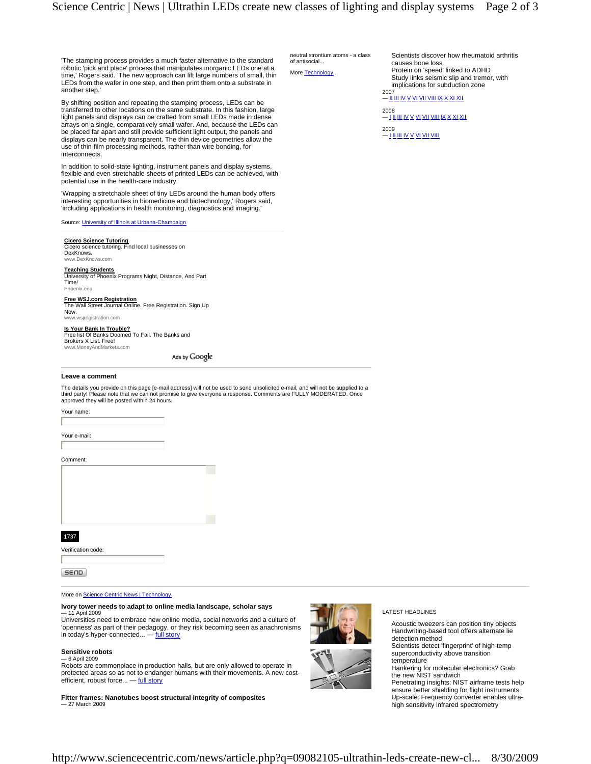'The stamping process provides a much faster alternative to the standard robotic 'pick and place' process that manipulates inorganic LEDs one at a time,' Rogers said. 'The new approach can lift large numbers of small, thin LEDs from the wafer in one step, and then print them onto a substrate in another step.'

By shifting position and repeating the stamping process, LEDs can be transferred to other locations on the same substrate. In this fashion, large light panels and displays can be crafted from small LEDs made in dense arrays on a single, comparatively small wafer. And, because the LEDs can be placed far apart and still provide sufficient light output, the panels and displays can be nearly transparent. The thin device geometries allow the use of thin-film processing methods, rather than wire bonding, for interconnects.

In addition to solid-state lighting, instrument panels and display systems, flexible and even stretchable sheets of printed LEDs can be achieved, with potential use in the health-care industry.

'Wrapping a stretchable sheet of tiny LEDs around the human body offers interesting opportunities in biomedicine and biotechnology,' Rogers said, 'including applications in health monitoring, diagnostics and imaging.'

Source: University of Illinois at Urbana-Champaign

**Cicero Science Tutoring**
Cicero science tutoring. Find local businesses on DexKnows.
www.DexKnows.com

**Teaching Students**
University of Phoenix Programs Night, Distance, And Part Time!
Phoenix.edu

**Free WSJ.com Registration**
The Wall Street Journal Online. Free Registration. Sign Up Now.
www.wsjregistration.com

**Is Your Bank In Trouble?**
Free list Of Banks Doomed To Fail. The Banks and Brokers X List. Free!
www.MoneyAndMarkets.com

Ads by Google

neutral strontium atoms - a class of antisocial...

More Technology...

Scientists discover how rheumatoid arthritis causes bone loss
Protein on 'speed' linked to ADHD
Study links seismic slip and tremor, with implications for subduction zone

2007
— II III IV V VI VII VIII IX X XI XII

2008
— I II III IV V VI VII VIII IX X XI XII

2009
— I II III IV V VI VII VIII

### Leave a comment

The details you provide on this page [e-mail address] will not be used to send unsolicited e-mail, and will not be supplied to a third party! Please note that we can not promise to give everyone a response. Comments are FULLY MODERATED. Once approved they will be posted within 24 hours.

Your name:

Your e-mail:

Comment:

1737

Verification code:

SEND

More on Science Centric News | Technology

**Ivory tower needs to adapt to online media landscape, scholar says**
— 11 April 2009
Universities need to embrace new online media, social networks and a culture of 'openness' as part of their pedagogy, or they risk becoming seen as anachronisms in today's hyper-connected... — full story

**Sensitive robots**
— 6 April 2009
Robots are commonplace in production halls, but are only allowed to operate in protected areas so as not to endanger humans with their movements. A new cost-efficient, robust force... — full story

**Fitter frames: Nanotubes boost structural integrity of composites**
— 27 March 2009

LATEST HEADLINES

Acoustic tweezers can position tiny objects
Handwriting-based tool offers alternate lie detection method
Scientists detect 'fingerprint' of high-temp superconductivity above transition temperature
Hankering for molecular electronics? Grab the new NIST sandwich
Penetrating insights: NIST airframe tests help ensure better shielding for flight instruments
Up-scale: Frequency converter enables ultra-high sensitivity infrared spectrometry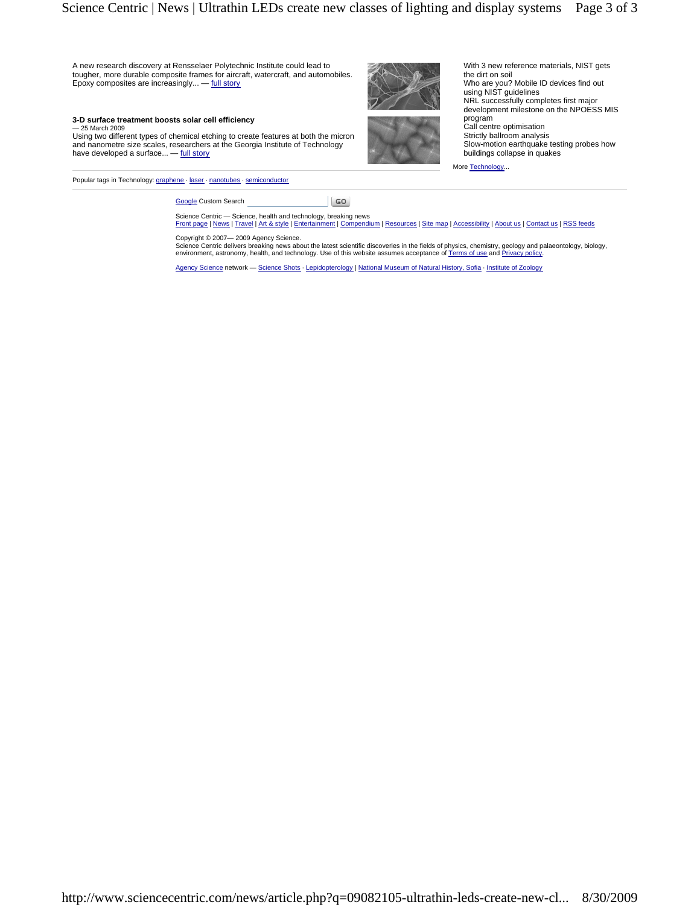A new research discovery at Rensselaer Polytechnic Institute could lead to tougher, more durable composite frames for aircraft, watercraft, and automobiles. Epoxy composites are increasingly... — full story

**3-D surface treatment boosts solar cell efficiency**
— 25 March 2009
Using two different types of chemical etching to create features at both the micron and nanometre size scales, researchers at the Georgia Institute of Technology have developed a surface... — full story

- With 3 new reference materials, NIST gets the dirt on soil
- Who are you? Mobile ID devices find out using NIST guidelines
- NRL successfully completes first major development milestone on the NPOESS MIS program
- Call centre optimisation
- Strictly ballroom analysis
- Slow-motion earthquake testing probes how buildings collapse in quakes

More Technology...

Popular tags in Technology: graphene · laser · nanotubes · semiconductor

Google Custom Search GO

Science Centric — Science, health and technology, breaking news
Front page | News | Travel | Art & style | Entertainment | Compendium | Resources | Site map | Accessibility | About us | Contact us | RSS feeds

Copyright © 2007— 2009 Agency Science.
Science Centric delivers breaking news about the latest scientific discoveries in the fields of physics, chemistry, geology and palaeontology, biology, environment, astronomy, health, and technology. Use of this website assumes acceptance of Terms of use and Privacy policy.

Agency Science network — Science Shots · Lepidopterology | National Museum of Natural History, Sofia · Institute of Zoology